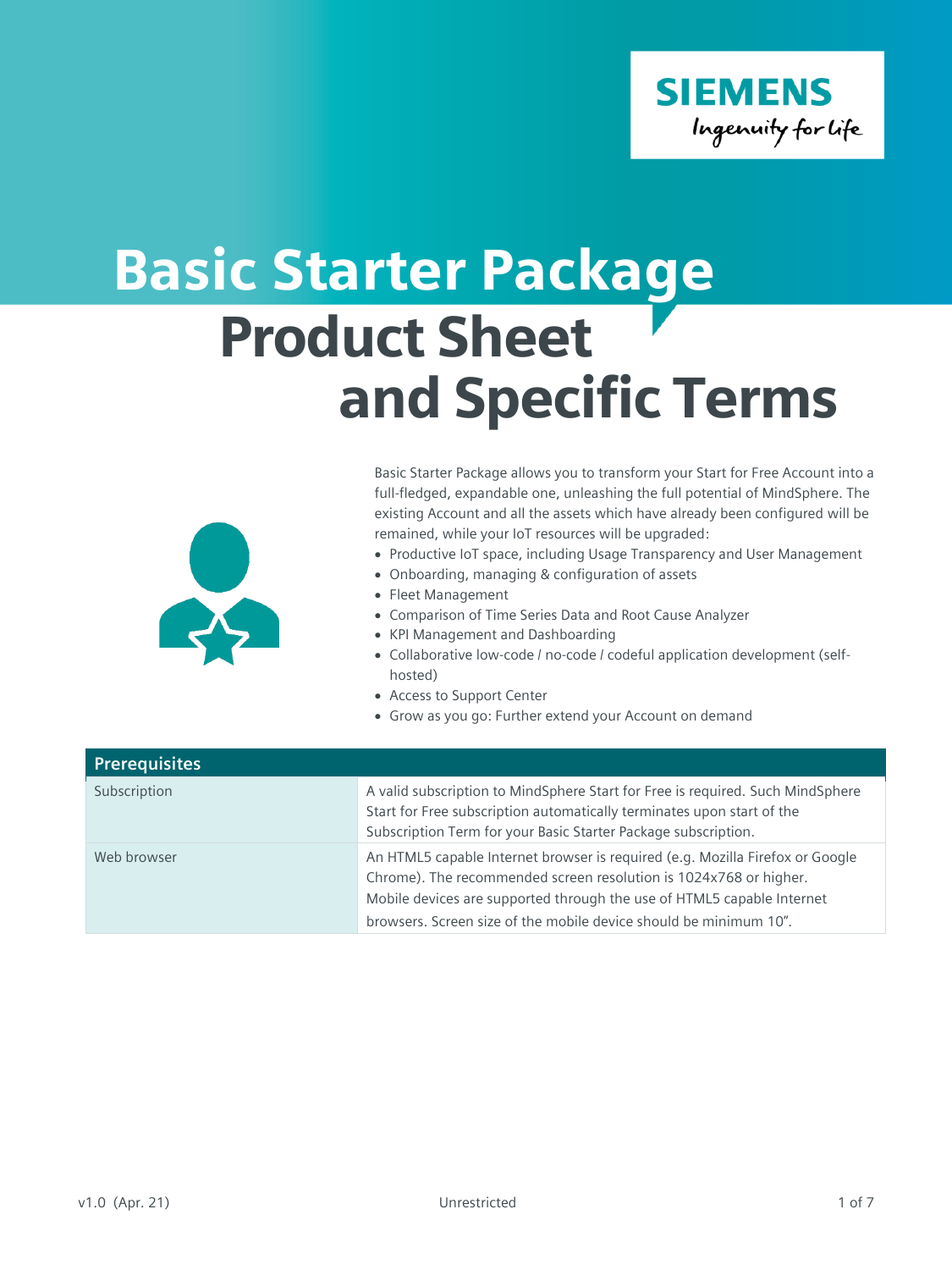SIEMENS

Ingenuity for life

# Basic Starter Package
# Product Sheet and Specific Terms

Basic Starter Package allows you to transform your Start for Free Account into a full-fledged, expandable one, unleashing the full potential of MindSphere. The existing Account and all the assets which have already been configured will be remained, while your IoT resources will be upgraded:

- Productive IoT space, including Usage Transparency and User Management
- Onboarding, managing & configuration of assets
- Fleet Management
- Comparison of Time Series Data and Root Cause Analyzer
- KPI Management and Dashboarding
- Collaborative low-code / no-code / codeful application development (self-hosted)
- Access to Support Center
- Grow as you go: Further extend your Account on demand

| Prerequisites | |
|---|---|
| Subscription | A valid subscription to MindSphere Start for Free is required. Such MindSphere Start for Free subscription automatically terminates upon start of the Subscription Term for your Basic Starter Package subscription. |
| Web browser | An HTML5 capable Internet browser is required (e.g. Mozilla Firefox or Google Chrome). The recommended screen resolution is 1024x768 or higher. Mobile devices are supported through the use of HTML5 capable Internet browsers. Screen size of the mobile device should be minimum 10". |

v1.0 (Apr. 21) Unrestricted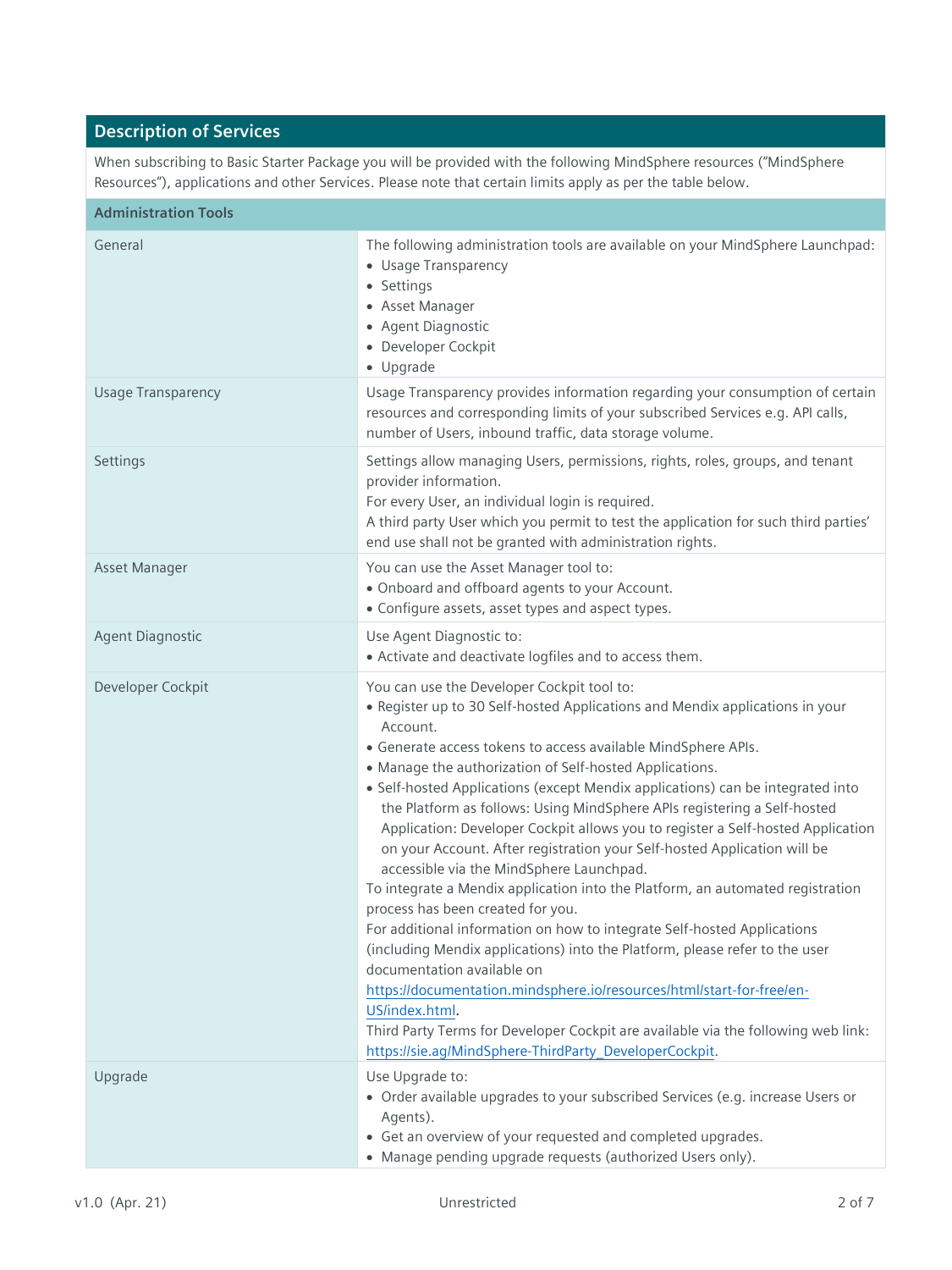## Description of Services

When subscribing to Basic Starter Package you will be provided with the following MindSphere resources ("MindSphere Resources"), applications and other Services. Please note that certain limits apply as per the table below.

### Administration Tools

| | |
|---|---|
| General | The following administration tools are available on your MindSphere Launchpad:<br>• Usage Transparency<br>• Settings<br>• Asset Manager<br>• Agent Diagnostic<br>• Developer Cockpit<br>• Upgrade |
| Usage Transparency | Usage Transparency provides information regarding your consumption of certain resources and corresponding limits of your subscribed Services e.g. API calls, number of Users, inbound traffic, data storage volume. |
| Settings | Settings allow managing Users, permissions, rights, roles, groups, and tenant provider information.<br>For every User, an individual login is required.<br>A third party User which you permit to test the application for such third parties' end use shall not be granted with administration rights. |
| Asset Manager | You can use the Asset Manager tool to:<br>• Onboard and offboard agents to your Account.<br>• Configure assets, asset types and aspect types. |
| Agent Diagnostic | Use Agent Diagnostic to:<br>• Activate and deactivate logfiles and to access them. |
| Developer Cockpit | You can use the Developer Cockpit tool to:<br>• Register up to 30 Self-hosted Applications and Mendix applications in your Account.<br>• Generate access tokens to access available MindSphere APIs.<br>• Manage the authorization of Self-hosted Applications.<br>• Self-hosted Applications (except Mendix applications) can be integrated into the Platform as follows: Using MindSphere APIs registering a Self-hosted Application: Developer Cockpit allows you to register a Self-hosted Application on your Account. After registration your Self-hosted Application will be accessible via the MindSphere Launchpad.<br>To integrate a Mendix application into the Platform, an automated registration process has been created for you.<br>For additional information on how to integrate Self-hosted Applications (including Mendix applications) into the Platform, please refer to the user documentation available on https://documentation.mindsphere.io/resources/html/start-for-free/en-US/index.html.<br>Third Party Terms for Developer Cockpit are available via the following web link: https://sie.ag/MindSphere-ThirdParty_DeveloperCockpit. |
| Upgrade | Use Upgrade to:<br>• Order available upgrades to your subscribed Services (e.g. increase Users or Agents).<br>• Get an overview of your requested and completed upgrades.<br>• Manage pending upgrade requests (authorized Users only). |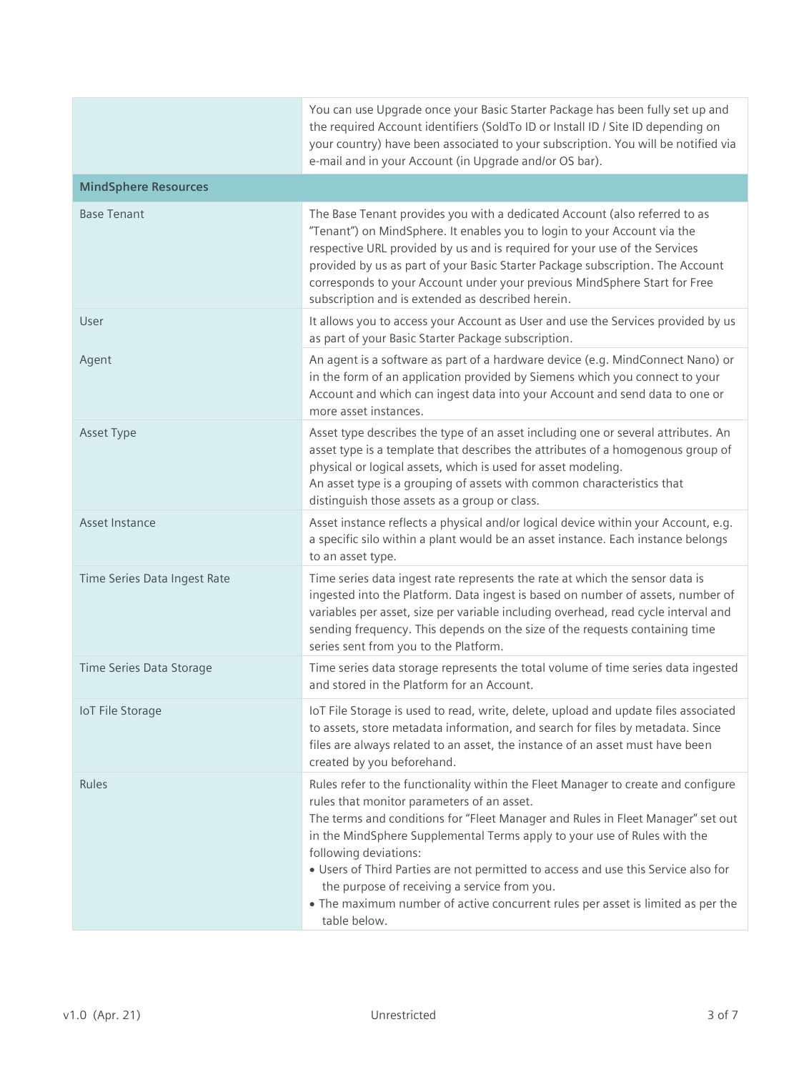| | |
|---|---|
| | You can use Upgrade once your Basic Starter Package has been fully set up and the required Account identifiers (SoldTo ID or Install ID / Site ID depending on your country) have been associated to your subscription. You will be notified via e-mail and in your Account (in Upgrade and/or OS bar). |
| **MindSphere Resources** | |
| Base Tenant | The Base Tenant provides you with a dedicated Account (also referred to as "Tenant") on MindSphere. It enables you to login to your Account via the respective URL provided by us and is required for your use of the Services provided by us as part of your Basic Starter Package subscription. The Account corresponds to your Account under your previous MindSphere Start for Free subscription and is extended as described herein. |
| User | It allows you to access your Account as User and use the Services provided by us as part of your Basic Starter Package subscription. |
| Agent | An agent is a software as part of a hardware device (e.g. MindConnect Nano) or in the form of an application provided by Siemens which you connect to your Account and which can ingest data into your Account and send data to one or more asset instances. |
| Asset Type | Asset type describes the type of an asset including one or several attributes. An asset type is a template that describes the attributes of a homogenous group of physical or logical assets, which is used for asset modeling.<br>An asset type is a grouping of assets with common characteristics that distinguish those assets as a group or class. |
| Asset Instance | Asset instance reflects a physical and/or logical device within your Account, e.g. a specific silo within a plant would be an asset instance. Each instance belongs to an asset type. |
| Time Series Data Ingest Rate | Time series data ingest rate represents the rate at which the sensor data is ingested into the Platform. Data ingest is based on number of assets, number of variables per asset, size per variable including overhead, read cycle interval and sending frequency. This depends on the size of the requests containing time series sent from you to the Platform. |
| Time Series Data Storage | Time series data storage represents the total volume of time series data ingested and stored in the Platform for an Account. |
| IoT File Storage | IoT File Storage is used to read, write, delete, upload and update files associated to assets, store metadata information, and search for files by metadata. Since files are always related to an asset, the instance of an asset must have been created by you beforehand. |
| Rules | Rules refer to the functionality within the Fleet Manager to create and configure rules that monitor parameters of an asset.<br>The terms and conditions for "Fleet Manager and Rules in Fleet Manager" set out in the MindSphere Supplemental Terms apply to your use of Rules with the following deviations:<br>• Users of Third Parties are not permitted to access and use this Service also for the purpose of receiving a service from you.<br>• The maximum number of active concurrent rules per asset is limited as per the table below. |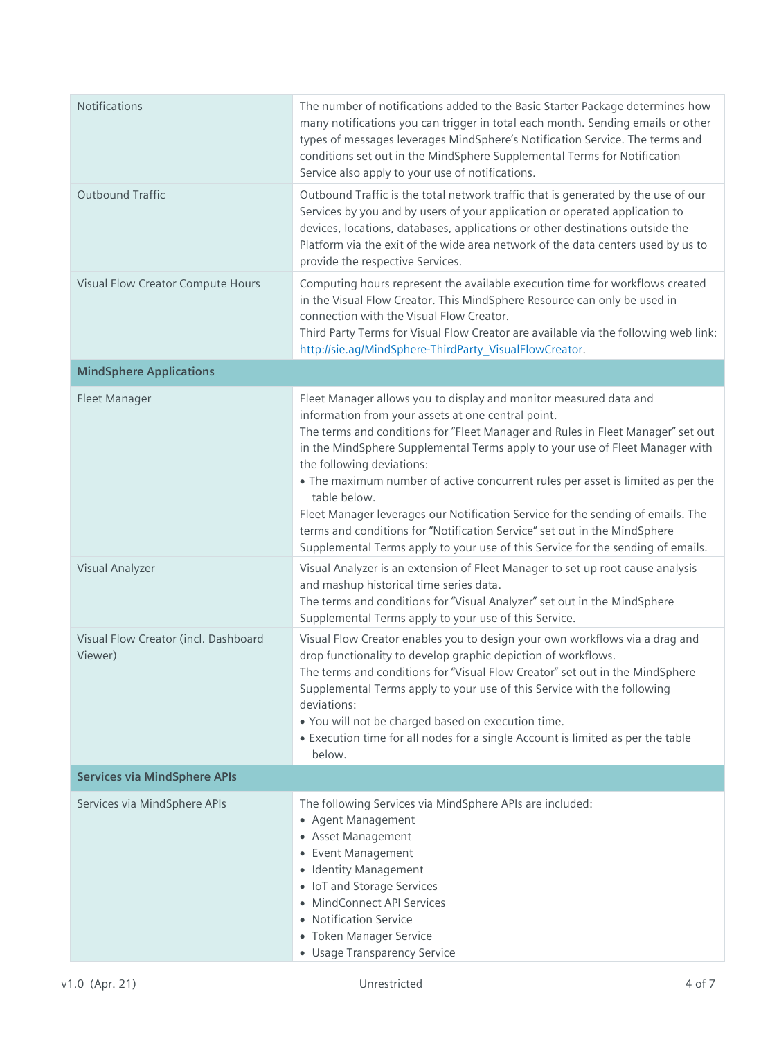| | |
|---|---|
| Notifications | The number of notifications added to the Basic Starter Package determines how many notifications you can trigger in total each month. Sending emails or other types of messages leverages MindSphere's Notification Service. The terms and conditions set out in the MindSphere Supplemental Terms for Notification Service also apply to your use of notifications. |
| Outbound Traffic | Outbound Traffic is the total network traffic that is generated by the use of our Services by you and by users of your application or operated application to devices, locations, databases, applications or other destinations outside the Platform via the exit of the wide area network of the data centers used by us to provide the respective Services. |
| Visual Flow Creator Compute Hours | Computing hours represent the available execution time for workflows created in the Visual Flow Creator. This MindSphere Resource can only be used in connection with the Visual Flow Creator.<br>Third Party Terms for Visual Flow Creator are available via the following web link: http://sie.ag/MindSphere-ThirdParty_VisualFlowCreator. |
| **MindSphere Applications** | |
| Fleet Manager | Fleet Manager allows you to display and monitor measured data and information from your assets at one central point.<br>The terms and conditions for "Fleet Manager and Rules in Fleet Manager" set out in the MindSphere Supplemental Terms apply to your use of Fleet Manager with the following deviations:<br>• The maximum number of active concurrent rules per asset is limited as per the table below.<br>Fleet Manager leverages our Notification Service for the sending of emails. The terms and conditions for "Notification Service" set out in the MindSphere Supplemental Terms apply to your use of this Service for the sending of emails. |
| Visual Analyzer | Visual Analyzer is an extension of Fleet Manager to set up root cause analysis and mashup historical time series data.<br>The terms and conditions for "Visual Analyzer" set out in the MindSphere Supplemental Terms apply to your use of this Service. |
| Visual Flow Creator (incl. Dashboard Viewer) | Visual Flow Creator enables you to design your own workflows via a drag and drop functionality to develop graphic depiction of workflows.<br>The terms and conditions for "Visual Flow Creator" set out in the MindSphere Supplemental Terms apply to your use of this Service with the following deviations:<br>• You will not be charged based on execution time.<br>• Execution time for all nodes for a single Account is limited as per the table below. |
| **Services via MindSphere APIs** | |
| Services via MindSphere APIs | The following Services via MindSphere APIs are included:<br>• Agent Management<br>• Asset Management<br>• Event Management<br>• Identity Management<br>• IoT and Storage Services<br>• MindConnect API Services<br>• Notification Service<br>• Token Manager Service<br>• Usage Transparency Service |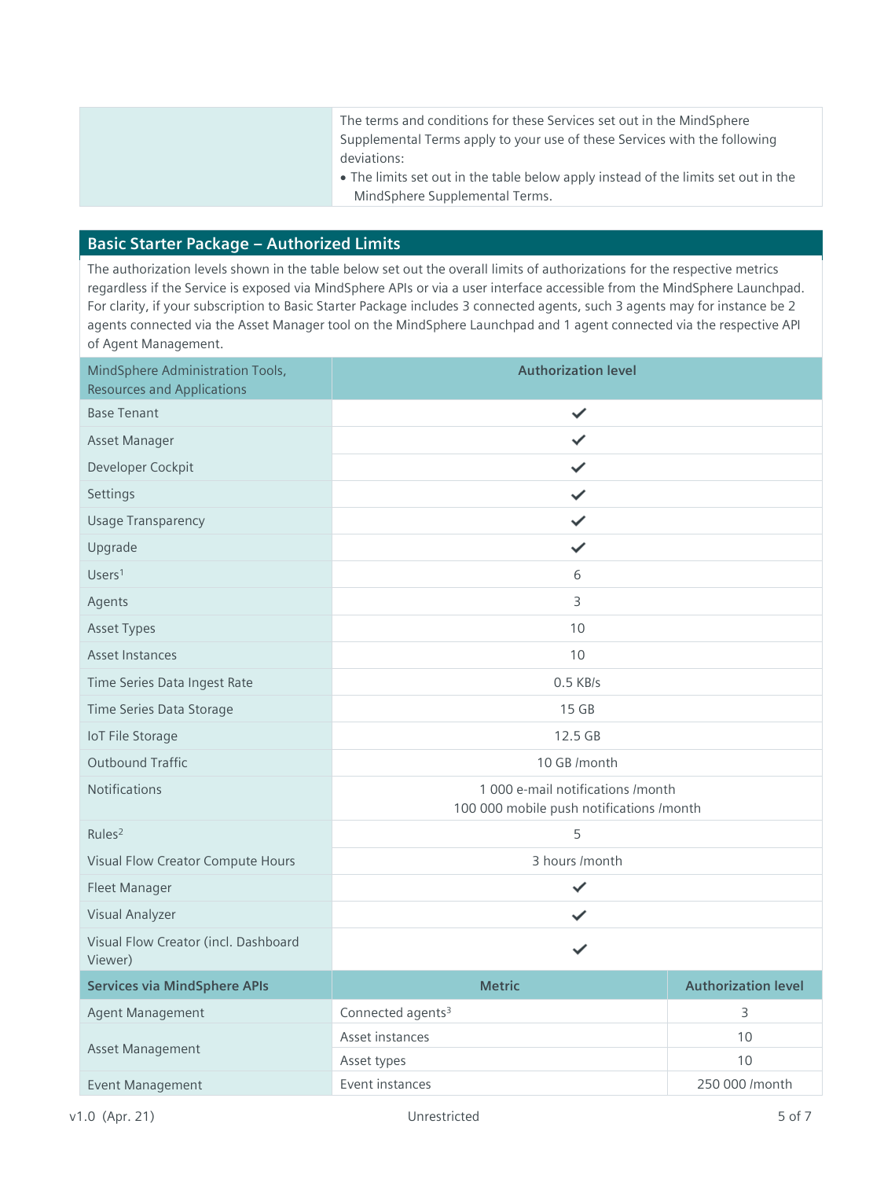| | The terms and conditions for these Services set out in the MindSphere Supplemental Terms apply to your use of these Services with the following deviations:<br>• The limits set out in the table below apply instead of the limits set out in the MindSphere Supplemental Terms. |
|---|---|

## Basic Starter Package – Authorized Limits

The authorization levels shown in the table below set out the overall limits of authorizations for the respective metrics regardless if the Service is exposed via MindSphere APIs or via a user interface accessible from the MindSphere Launchpad. For clarity, if your subscription to Basic Starter Package includes 3 connected agents, such 3 agents may for instance be 2 agents connected via the Asset Manager tool on the MindSphere Launchpad and 1 agent connected via the respective API of Agent Management.

| MindSphere Administration Tools, Resources and Applications | Authorization level |
|---|---|
| Base Tenant | ✓ |
| Asset Manager | ✓ |
| Developer Cockpit | ✓ |
| Settings | ✓ |
| Usage Transparency | ✓ |
| Upgrade | ✓ |
| Users[1] | 6 |
| Agents | 3 |
| Asset Types | 10 |
| Asset Instances | 10 |
| Time Series Data Ingest Rate | 0.5 KB/s |
| Time Series Data Storage | 15 GB |
| IoT File Storage | 12.5 GB |
| Outbound Traffic | 10 GB /month |
| Notifications | 1 000 e-mail notifications /month<br>100 000 mobile push notifications /month |
| Rules[2] | 5 |
| Visual Flow Creator Compute Hours | 3 hours /month |
| Fleet Manager | ✓ |
| Visual Analyzer | ✓ |
| Visual Flow Creator (incl. Dashboard Viewer) | ✓ |

| Services via MindSphere APIs | Metric | Authorization level |
|---|---|---|
| Agent Management | Connected agents[3] | 3 |
| Asset Management | Asset instances | 10 |
| | Asset types | 10 |
| Event Management | Event instances | 250 000 /month |

v1.0 (Apr. 21) Unrestricted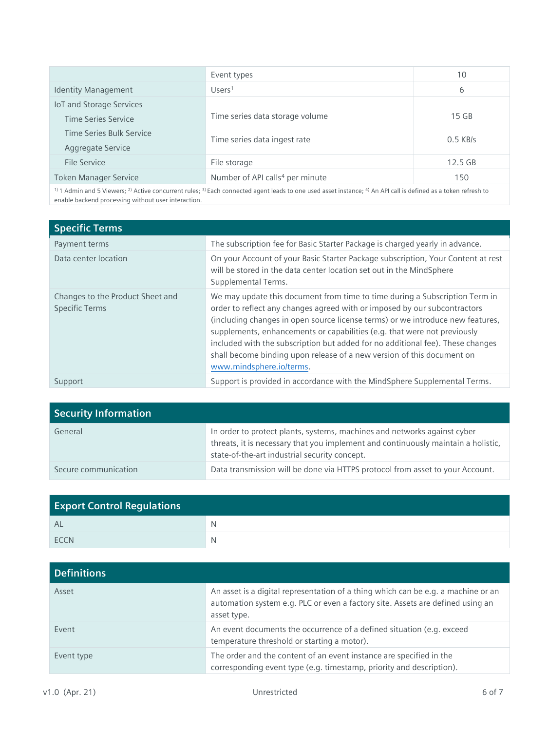| | | |
|---|---|---|
| | Event types | 10 |
| Identity Management | Users[1] | 6 |
| IoT and Storage Services<br>Time Series Service<br>Time Series Bulk Service<br>Aggregate Service | Time series data storage volume<br>Time series data ingest rate | 15 GB<br>0.5 KB/s |
| File Service | File storage | 12.5 GB |
| Token Manager Service | Number of API calls[4] per minute | 150 |

[1] 1 Admin and 5 Viewers; [2] Active concurrent rules; [3] Each connected agent leads to one used asset instance; [4] An API call is defined as a token refresh to enable backend processing without user interaction.

## Specific Terms

| | |
|---|---|
| Payment terms | The subscription fee for Basic Starter Package is charged yearly in advance. |
| Data center location | On your Account of your Basic Starter Package subscription, Your Content at rest will be stored in the data center location set out in the MindSphere Supplemental Terms. |
| Changes to the Product Sheet and Specific Terms | We may update this document from time to time during a Subscription Term in order to reflect any changes agreed with or imposed by our subcontractors (including changes in open source license terms) or we introduce new features, supplements, enhancements or capabilities (e.g. that were not previously included with the subscription but added for no additional fee). These changes shall become binding upon release of a new version of this document on www.mindsphere.io/terms. |
| Support | Support is provided in accordance with the MindSphere Supplemental Terms. |

## Security Information

| | |
|---|---|
| General | In order to protect plants, systems, machines and networks against cyber threats, it is necessary that you implement and continuously maintain a holistic, state-of-the-art industrial security concept. |
| Secure communication | Data transmission will be done via HTTPS protocol from asset to your Account. |

## Export Control Regulations

| | |
|---|---|
| AL | N |
| ECCN | N |

## Definitions

| | |
|---|---|
| Asset | An asset is a digital representation of a thing which can be e.g. a machine or an automation system e.g. PLC or even a factory site. Assets are defined using an asset type. |
| Event | An event documents the occurrence of a defined situation (e.g. exceed temperature threshold or starting a motor). |
| Event type | The order and the content of an event instance are specified in the corresponding event type (e.g. timestamp, priority and description). |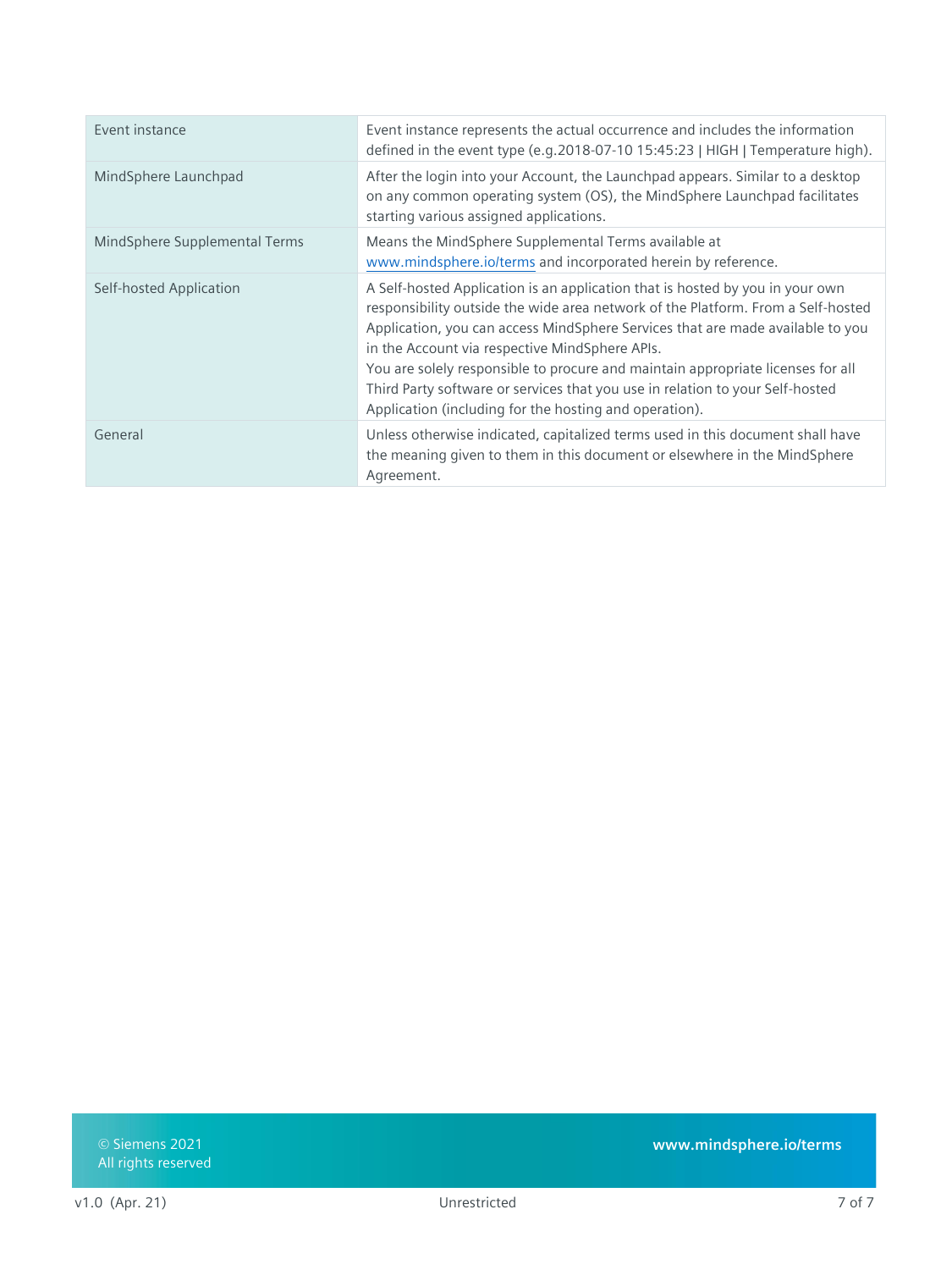| | |
|---|---|
| Event instance | Event instance represents the actual occurrence and includes the information defined in the event type (e.g.2018-07-10 15:45:23 \| HIGH \| Temperature high). |
| MindSphere Launchpad | After the login into your Account, the Launchpad appears. Similar to a desktop on any common operating system (OS), the MindSphere Launchpad facilitates starting various assigned applications. |
| MindSphere Supplemental Terms | Means the MindSphere Supplemental Terms available at www.mindsphere.io/terms and incorporated herein by reference. |
| Self-hosted Application | A Self-hosted Application is an application that is hosted by you in your own responsibility outside the wide area network of the Platform. From a Self-hosted Application, you can access MindSphere Services that are made available to you in the Account via respective MindSphere APIs.<br>You are solely responsible to procure and maintain appropriate licenses for all Third Party software or services that you use in relation to your Self-hosted Application (including for the hosting and operation). |
| General | Unless otherwise indicated, capitalized terms used in this document shall have the meaning given to them in this document or elsewhere in the MindSphere Agreement. |

© Siemens 2021
All rights reserved

www.mindsphere.io/terms

v1.0 (Apr. 21) Unrestricted